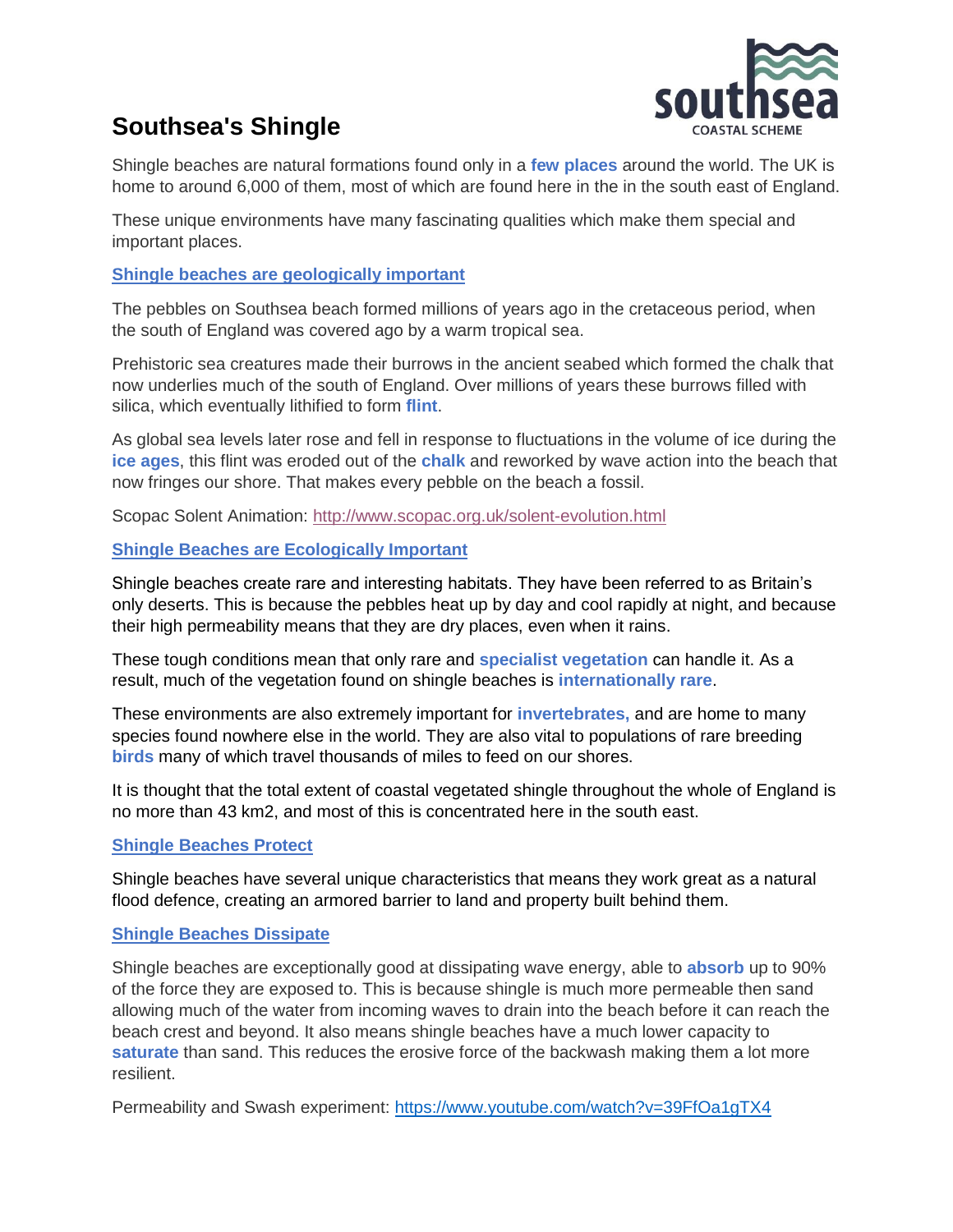# Southsea's Shingle

Shingle beaches are natural formations found only in a **few places** around the world. The UK is home to around 6,000 of them, most of which are found here in the in the south east of England.

These unique environments have many fascinating qualities which make them special and important places.

## Shingle beaches are geologically important

The pebbles on Southsea beach formed millions of years ago in the cretaceous period, when the south of England was covered ago by a warm tropical sea.

Prehistoric sea creatures made their burrows in the ancient seabed which formed the chalk that now underlies much of the south of England. Over millions of years these burrows filled with silica, which eventually lithified to form **flint**.

As global sea levels later rose and fell in response to fluctuations in the volume of ice during the **ice ages**, this flint was eroded out of the **chalk** and reworked by wave action into the beach that now fringes our shore. That makes every pebble on the beach a fossil.

Scopac Solent Animation: http://www.scopac.org.uk/solent-evolution.html

## Shingle Beaches are Ecologically Important

Shingle beaches create rare and interesting habitats. They have been referred to as Britain's only deserts. This is because the pebbles heat up by day and cool rapidly at night, and because their high permeability means that they are dry places, even when it rains.

These tough conditions mean that only rare and **specialist vegetation** can handle it. As a result, much of the vegetation found on shingle beaches is **internationally rare**.

These environments are also extremely important for **invertebrates,** and are home to many species found nowhere else in the world. They are also vital to populations of rare breeding **birds** many of which travel thousands of miles to feed on our shores.

It is thought that the total extent of coastal vegetated shingle throughout the whole of England is no more than 43 km2, and most of this is concentrated here in the south east.

## Shingle Beaches Protect

Shingle beaches have several unique characteristics that means they work great as a natural flood defence, creating an armored barrier to land and property built behind them.

## Shingle Beaches Dissipate

Shingle beaches are exceptionally good at dissipating wave energy, able to **absorb** up to 90% of the force they are exposed to. This is because shingle is much more permeable then sand allowing much of the water from incoming waves to drain into the beach before it can reach the beach crest and beyond. It also means shingle beaches have a much lower capacity to **saturate** than sand. This reduces the erosive force of the backwash making them a lot more resilient.

Permeability and Swash experiment: https://www.youtube.com/watch?v=39FfOa1gTX4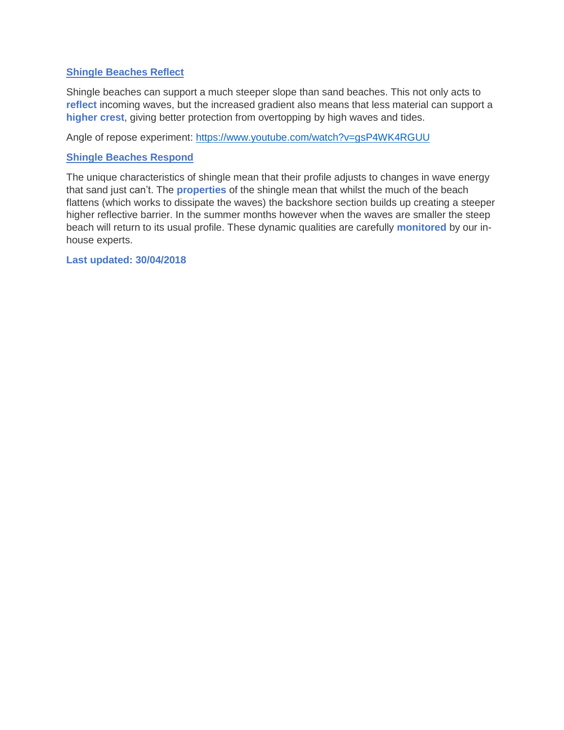## [Shingle Beaches Reflect]

Shingle beaches can support a much steeper slope than sand beaches. This not only acts to **reflect** incoming waves, but the increased gradient also means that less material can support a **higher crest**, giving better protection from overtopping by high waves and tides.

Angle of repose experiment: https://www.youtube.com/watch?v=gsP4WK4RGUU

## [Shingle Beaches Respond]

The unique characteristics of shingle mean that their profile adjusts to changes in wave energy that sand just can't. The **properties** of the shingle mean that whilst the much of the beach flattens (which works to dissipate the waves) the backshore section builds up creating a steeper higher reflective barrier. In the summer months however when the waves are smaller the steep beach will return to its usual profile. These dynamic qualities are carefully **monitored** by our in-house experts.

**Last updated: 30/04/2018**